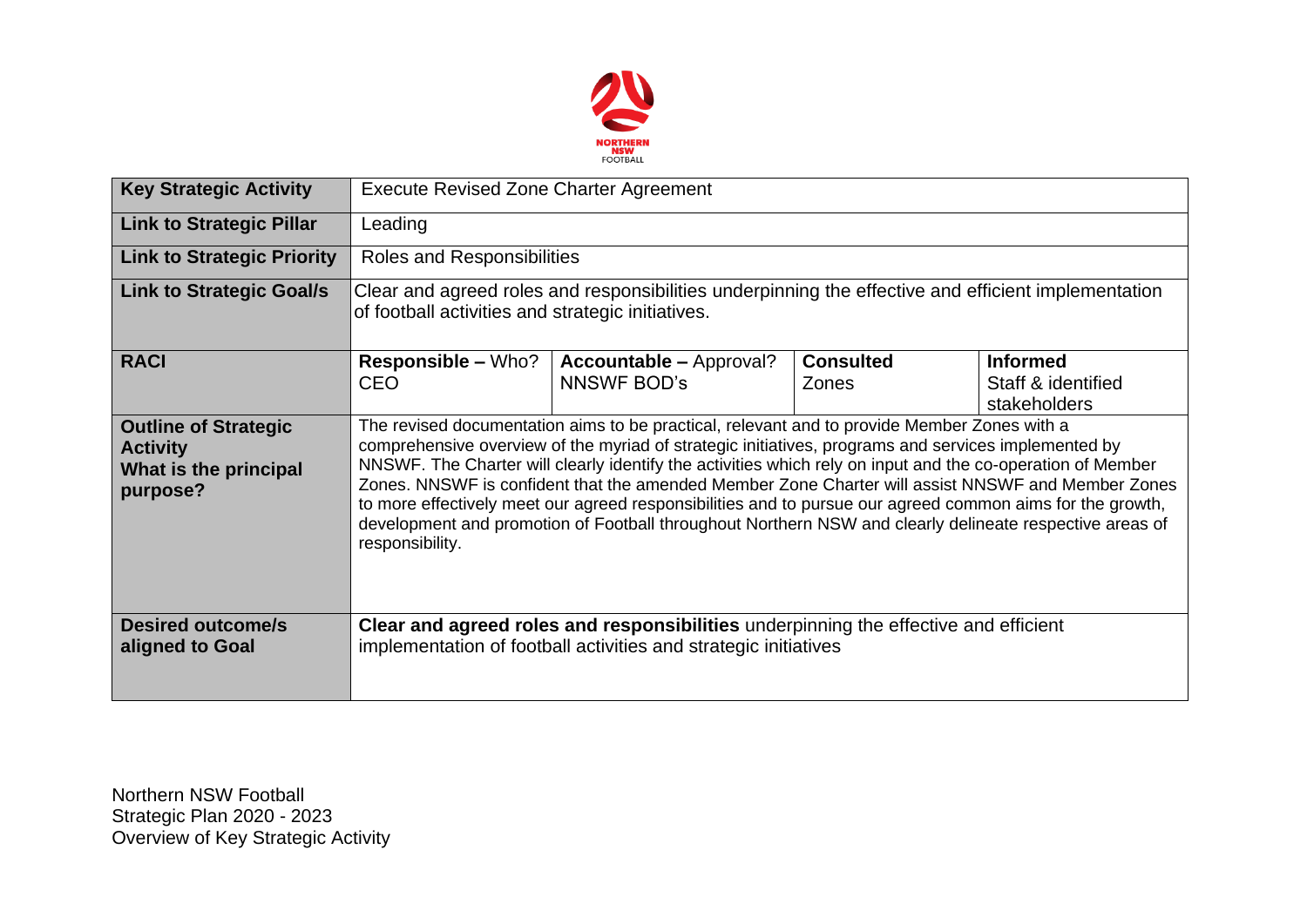| Key Strategic Activity | Execute Revised Zone Charter Agreement | | | |
|---|---|---|---|---|
| **Link to Strategic Pillar** | Leading | | | |
| **Link to Strategic Priority** | Roles and Responsibilities | | | |
| **Link to Strategic Goal/s** | Clear and agreed roles and responsibilities underpinning the effective and efficient implementation of football activities and strategic initiatives. | | | |
| **RACI** | **Responsible –** Who? CEO | **Accountable –** Approval? NNSWF BOD's | **Consulted** Zones | **Informed** Staff & identified stakeholders |
| **Outline of Strategic Activity What is the principal purpose?** | The revised documentation aims to be practical, relevant and to provide Member Zones with a comprehensive overview of the myriad of strategic initiatives, programs and services implemented by NNSWF. The Charter will clearly identify the activities which rely on input and the co-operation of Member Zones. NNSWF is confident that the amended Member Zone Charter will assist NNSWF and Member Zones to more effectively meet our agreed responsibilities and to pursue our agreed common aims for the growth, development and promotion of Football throughout Northern NSW and clearly delineate respective areas of responsibility. | | | |
| **Desired outcome/s aligned to Goal** | **Clear and agreed roles and responsibilities** underpinning the effective and efficient implementation of football activities and strategic initiatives | | | |

Northern NSW Football
Strategic Plan 2020 - 2023
Overview of Key Strategic Activity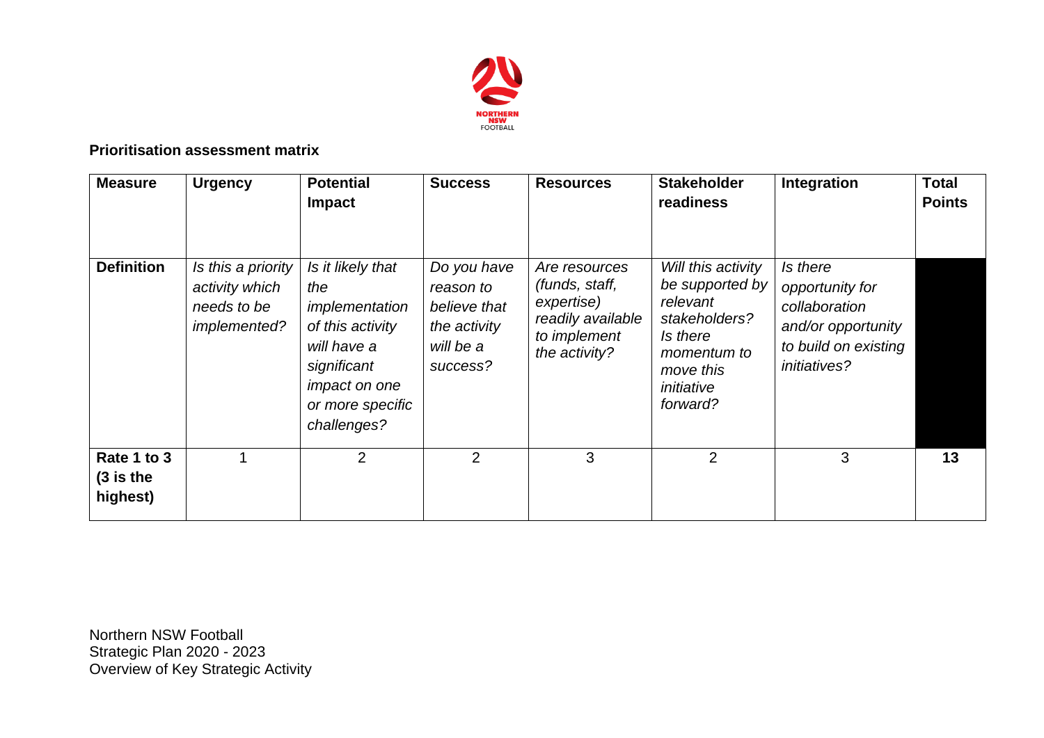**Prioritisation assessment matrix**

| **Measure** | **Urgency** | **Potential Impact** | **Success** | **Resources** | **Stakeholder readiness** | **Integration** | **Total Points** |
|---|---|---|---|---|---|---|---|
| **Definition** | *Is this a priority activity which needs to be implemented?* | *Is it likely that the implementation of this activity will have a significant impact on one or more specific challenges?* | *Do you have reason to believe that the activity will be a success?* | *Are resources (funds, staff, expertise) readily available to implement the activity?* | *Will this activity be supported by relevant stakeholders? Is there momentum to move this initiative forward?* | *Is there opportunity for collaboration and/or opportunity to build on existing initiatives?* | |
| **Rate 1 to 3 (3 is the highest)** | 1 | 2 | 2 | 3 | 2 | 3 | **13** |

Northern NSW Football
Strategic Plan 2020 - 2023
Overview of Key Strategic Activity